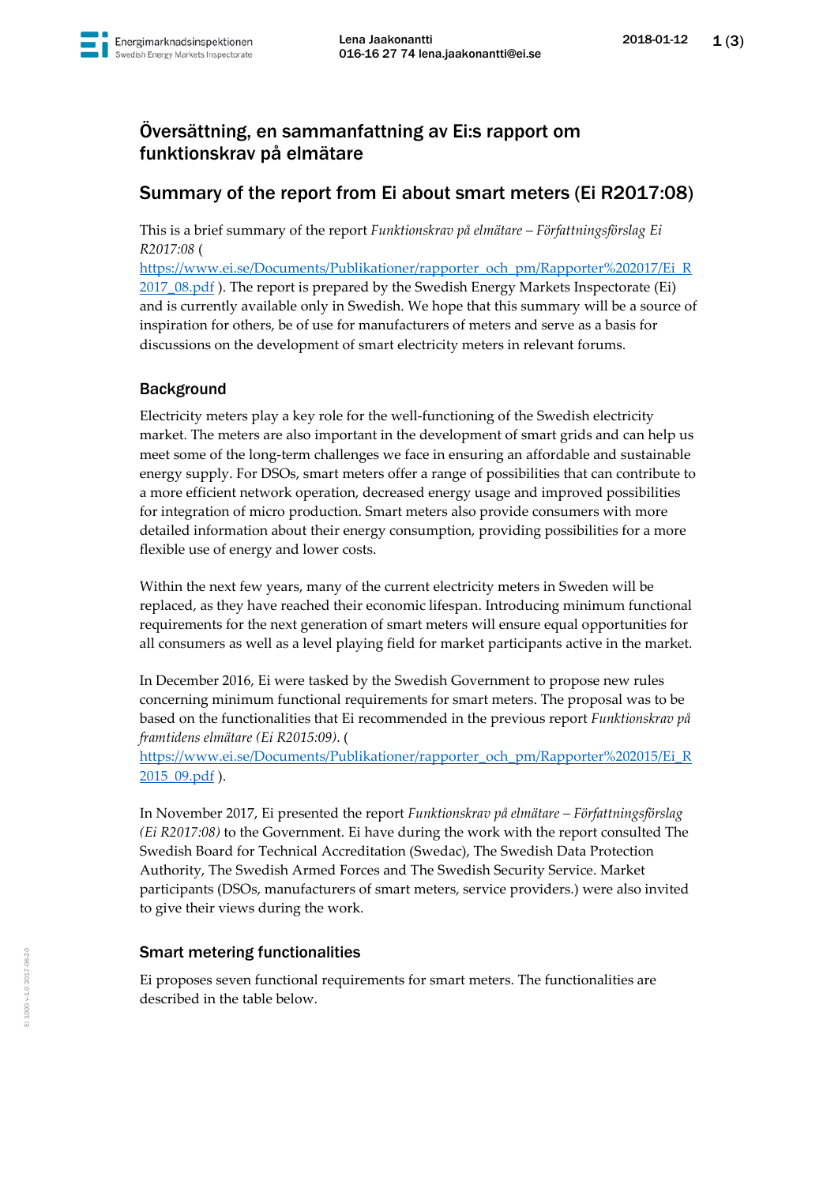# Översättning, en sammanfattning av Ei:s rapport om funktionskrav på elmätare

## Summary of the report from Ei about smart meters (Ei R2017:08)

This is a brief summary of the report *Funktionskrav på elmätare – Författningsförslag Ei R2017:08* ( https://www.ei.se/Documents/Publikationer/rapporter_och_pm/Rapporter%202017/Ei_R2017_08.pdf ). The report is prepared by the Swedish Energy Markets Inspectorate (Ei) and is currently available only in Swedish. We hope that this summary will be a source of inspiration for others, be of use for manufacturers of meters and serve as a basis for discussions on the development of smart electricity meters in relevant forums.

### Background

Electricity meters play a key role for the well-functioning of the Swedish electricity market. The meters are also important in the development of smart grids and can help us meet some of the long-term challenges we face in ensuring an affordable and sustainable energy supply. For DSOs, smart meters offer a range of possibilities that can contribute to a more efficient network operation, decreased energy usage and improved possibilities for integration of micro production. Smart meters also provide consumers with more detailed information about their energy consumption, providing possibilities for a more flexible use of energy and lower costs.

Within the next few years, many of the current electricity meters in Sweden will be replaced, as they have reached their economic lifespan. Introducing minimum functional requirements for the next generation of smart meters will ensure equal opportunities for all consumers as well as a level playing field for market participants active in the market.

In December 2016, Ei were tasked by the Swedish Government to propose new rules concerning minimum functional requirements for smart meters. The proposal was to be based on the functionalities that Ei recommended in the previous report *Funktionskrav på framtidens elmätare (Ei R2015:09)*. ( https://www.ei.se/Documents/Publikationer/rapporter_och_pm/Rapporter%202015/Ei_R2015_09.pdf ).

In November 2017, Ei presented the report *Funktionskrav på elmätare – Författningsförslag (Ei R2017:08)* to the Government. Ei have during the work with the report consulted The Swedish Board for Technical Accreditation (Swedac), The Swedish Data Protection Authority, The Swedish Armed Forces and The Swedish Security Service. Market participants (DSOs, manufacturers of smart meters, service providers.) were also invited to give their views during the work.

### Smart metering functionalities

Ei proposes seven functional requirements for smart meters. The functionalities are described in the table below.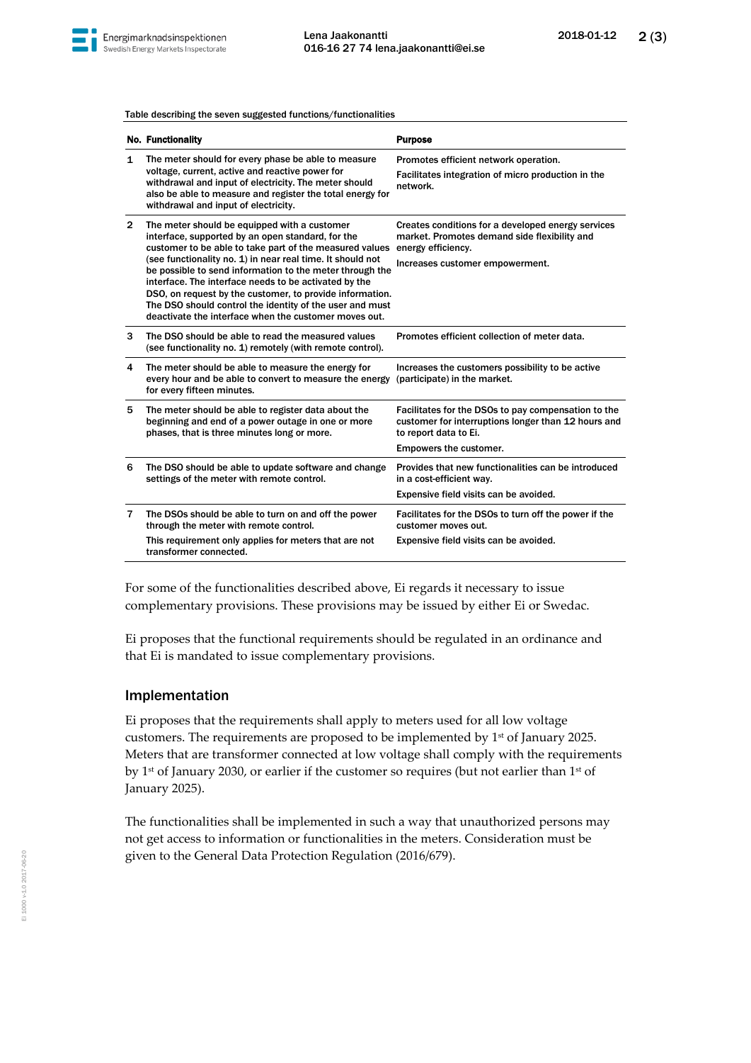Table describing the seven suggested functions/functionalities

| No. | Functionality | Purpose |
|---|---|---|
| 1 | The meter should for every phase be able to measure voltage, current, active and reactive power for withdrawal and input of electricity. The meter should also be able to measure and register the total energy for withdrawal and input of electricity. | Promotes efficient network operation. Facilitates integration of micro production in the network. |
| 2 | The meter should be equipped with a customer interface, supported by an open standard, for the customer to be able to take part of the measured values (see functionality no. 1) in near real time. It should not be possible to send information to the meter through the interface. The interface needs to be activated by the DSO, on request by the customer, to provide information. The DSO should control the identity of the user and must deactivate the interface when the customer moves out. | Creates conditions for a developed energy services market. Promotes demand side flexibility and energy efficiency. Increases customer empowerment. |
| 3 | The DSO should be able to read the measured values (see functionality no. 1) remotely (with remote control). | Promotes efficient collection of meter data. |
| 4 | The meter should be able to measure the energy for every hour and be able to convert to measure the energy for every fifteen minutes. | Increases the customers possibility to be active (participate) in the market. |
| 5 | The meter should be able to register data about the beginning and end of a power outage in one or more phases, that is three minutes long or more. | Facilitates for the DSOs to pay compensation to the customer for interruptions longer than 12 hours and to report data to Ei. Empowers the customer. |
| 6 | The DSO should be able to update software and change settings of the meter with remote control. | Provides that new functionalities can be introduced in a cost-efficient way. Expensive field visits can be avoided. |
| 7 | The DSOs should be able to turn on and off the power through the meter with remote control. This requirement only applies for meters that are not transformer connected. | Facilitates for the DSOs to turn off the power if the customer moves out. Expensive field visits can be avoided. |

For some of the functionalities described above, Ei regards it necessary to issue complementary provisions. These provisions may be issued by either Ei or Swedac.

Ei proposes that the functional requirements should be regulated in an ordinance and that Ei is mandated to issue complementary provisions.

## Implementation

Ei proposes that the requirements shall apply to meters used for all low voltage customers. The requirements are proposed to be implemented by 1st of January 2025. Meters that are transformer connected at low voltage shall comply with the requirements by 1st of January 2030, or earlier if the customer so requires (but not earlier than 1st of January 2025).

The functionalities shall be implemented in such a way that unauthorized persons may not get access to information or functionalities in the meters. Consideration must be given to the General Data Protection Regulation (2016/679).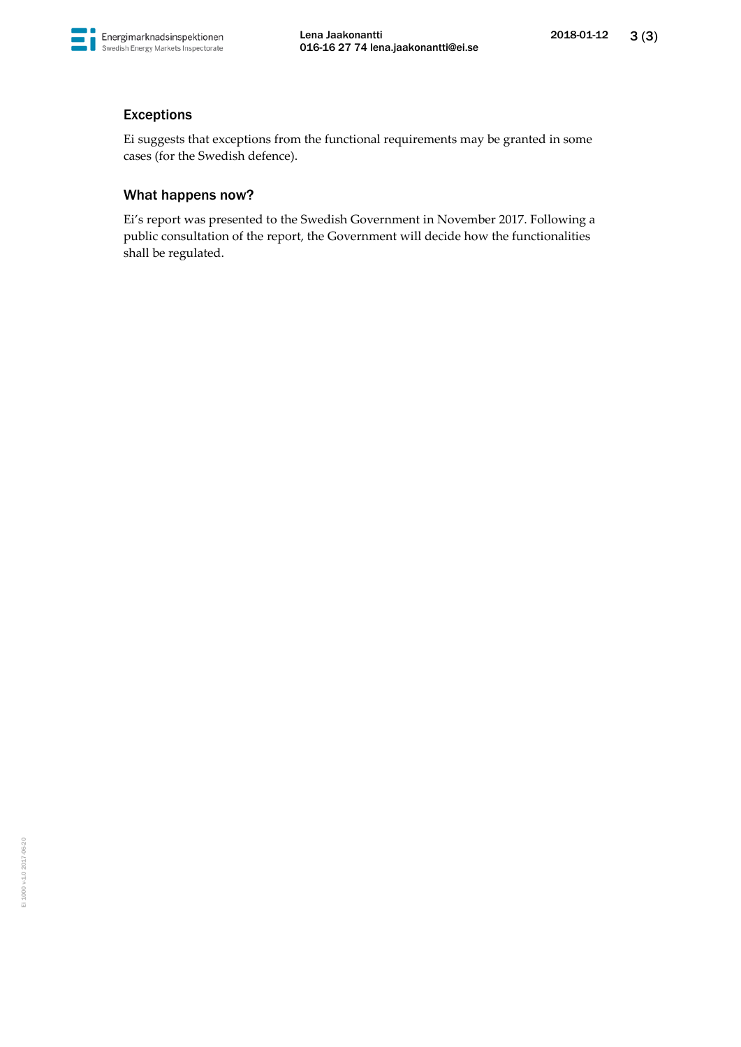## Exceptions

Ei suggests that exceptions from the functional requirements may be granted in some cases (for the Swedish defence).

## What happens now?

Ei's report was presented to the Swedish Government in November 2017. Following a public consultation of the report, the Government will decide how the functionalities shall be regulated.